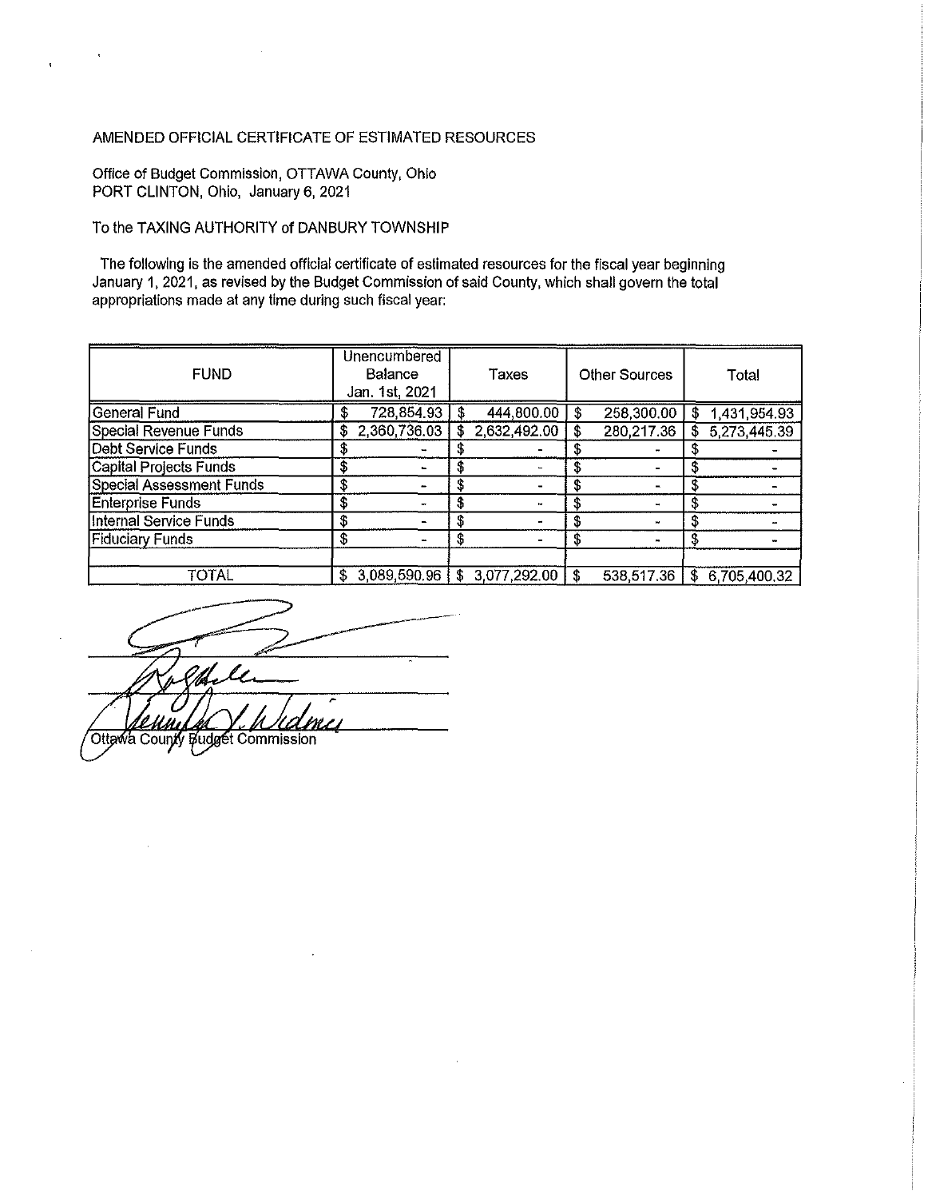AMENDED OFFICIAL CERTIFICATE OF ESTIMATED RESOURCES

Office of Budget Commission, OTTAWA County, Ohio
PORT CLINTON, Ohio, January 6, 2021

To the TAXING AUTHORITY of DANBURY TOWNSHIP

The following is the amended official certificate of estimated resources for the fiscal year beginning January 1, 2021, as revised by the Budget Commission of said County, which shall govern the total appropriations made at any time during such fiscal year:

| FUND | Unencumbered Balance Jan. 1st, 2021 | Taxes | Other Sources | Total |
|---|---|---|---|---|
| General Fund | $ 728,854.93 | $ 444,800.00 | $ 258,300.00 | $ 1,431,954.93 |
| Special Revenue Funds | $ 2,360,736.03 | $ 2,632,492.00 | $ 280,217.36 | $ 5,273,445.39 |
| Debt Service Funds | $ - | $ - | $ - | $ - |
| Capital Projects Funds | $ - | $ - | $ - | $ - |
| Special Assessment Funds | $ - | $ - | $ - | $ - |
| Enterprise Funds | $ - | $ - | $ - | $ - |
| Internal Service Funds | $ - | $ - | $ - | $ - |
| Fiduciary Funds | $ - | $ - | $ - | $ - |
| | | | | |
| TOTAL | $ 3,089,590.96 | $ 3,077,292.00 | $ 538,517.36 | $ 6,705,400.32 |

Ottawa County Budget Commission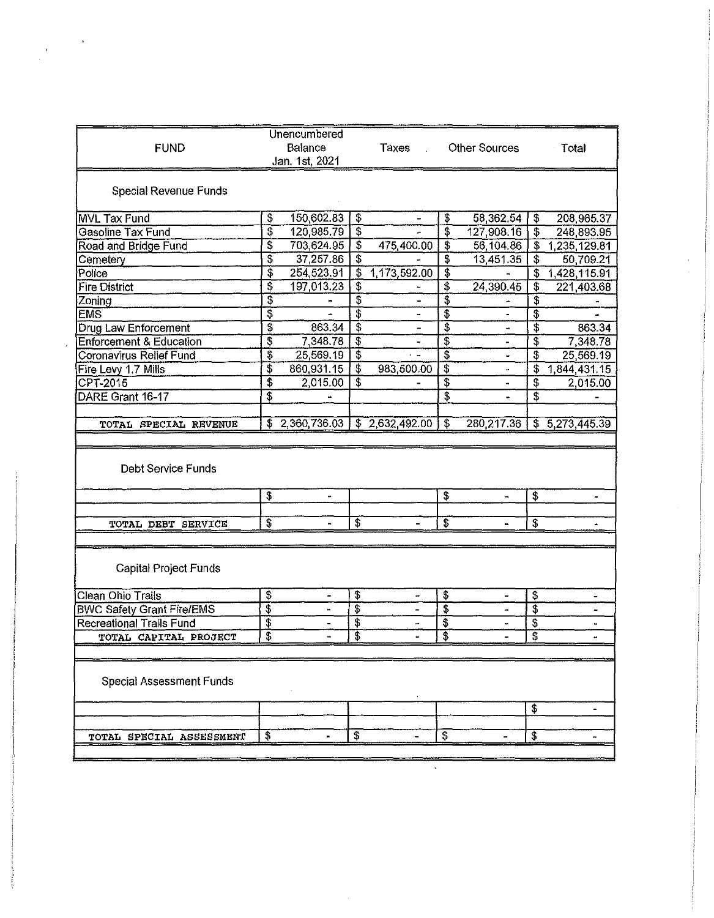| FUND | Unencumbered Balance Jan. 1st, 2021 | Taxes | Other Sources | Total |
|---|---|---|---|---|
| Special Revenue Funds | | | | |
| MVL Tax Fund | $ 150,602.83 | $ - | $ 58,362.54 | $ 208,965.37 |
| Gasoline Tax Fund | $ 120,985.79 | $ - | $ 127,908.16 | $ 248,893.95 |
| Road and Bridge Fund | $ 703,624.95 | $ 475,400.00 | $ 56,104.86 | $ 1,235,129.81 |
| Cemetery | $ 37,257.86 | $ - | $ 13,451.35 | $ 50,709.21 |
| Police | $ 254,523.91 | $ 1,173,592.00 | $ - | $ 1,428,115.91 |
| Fire District | $ 197,013.23 | $ - | $ 24,390.45 | $ 221,403.68 |
| Zoning | $ - | $ - | $ - | $ - |
| EMS | $ - | $ - | $ - | $ - |
| Drug Law Enforcement | $ 863.34 | $ - | $ - | $ 863.34 |
| Enforcement & Education | $ 7,348.78 | $ - | $ - | $ 7,348.78 |
| Coronavirus Relief Fund | $ 25,569.19 | $ - | $ - | $ 25,569.19 |
| Fire Levy 1.7 Mills | $ 860,931.15 | $ 983,500.00 | $ - | $ 1,844,431.15 |
| CPT-2015 | $ 2,015.00 | $ - | $ - | $ 2,015.00 |
| DARE Grant 16-17 | $ - | | $ - | $ - |
| TOTAL SPECIAL REVENUE | $ 2,360,736.03 | $ 2,632,492.00 | $ 280,217.36 | $ 5,273,445.39 |
| Debt Service Funds | | | | |
| | $ - | | $ - | $ - |
| TOTAL DEBT SERVICE | $ - | $ - | $ - | $ - |
| Capital Project Funds | | | | |
| Clean Ohio Trails | $ - | $ - | $ - | $ - |
| BWC Safety Grant Fire/EMS | $ - | $ - | $ - | $ - |
| Recreational Trails Fund | $ - | $ - | $ - | $ - |
| TOTAL CAPITAL PROJECT | $ - | $ - | $ - | $ - |
| Special Assessment Funds | | | | |
| | | | | $ - |
| TOTAL SPECIAL ASSESSMENT | $ - | $ - | $ - | $ - |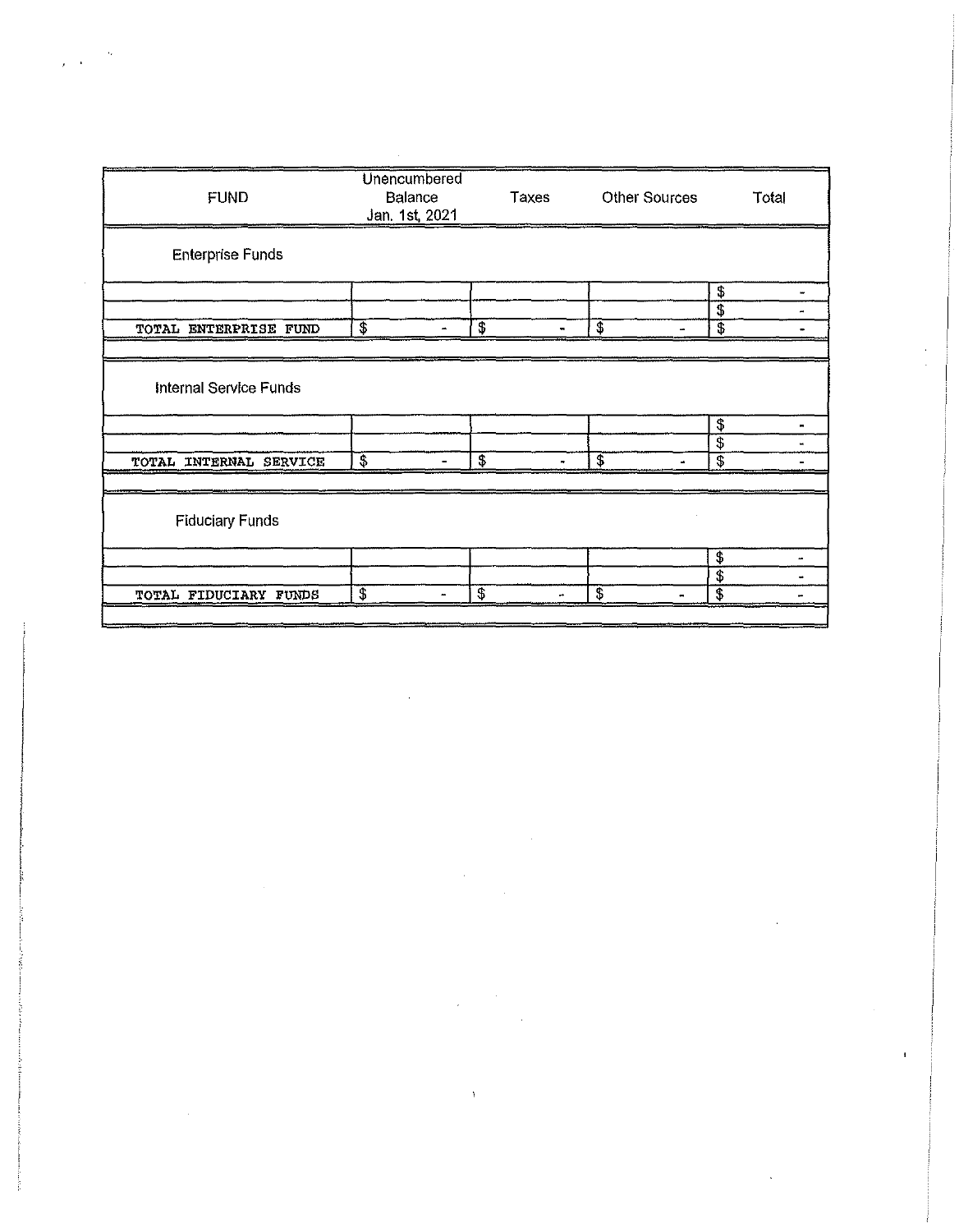| FUND | Unencumbered Balance Jan. 1st, 2021 | Taxes | Other Sources | Total |
|---|---|---|---|---|
| Enterprise Funds | | | | |
| | | | | $ - |
| | | | | $ - |
| TOTAL ENTERPRISE FUND | $ - | $ - | $ - | $ - |
| | | | | |
| Internal Service Funds | | | | |
| | | | | $ - |
| | | | | $ - |
| TOTAL INTERNAL SERVICE | $ - | $ - | $ - | $ - |
| | | | | |
| Fiduciary Funds | | | | |
| | | | | $ - |
| | | | | $ - |
| TOTAL FIDUCIARY FUNDS | $ - | $ - | $ - | $ - |
| | | | | |